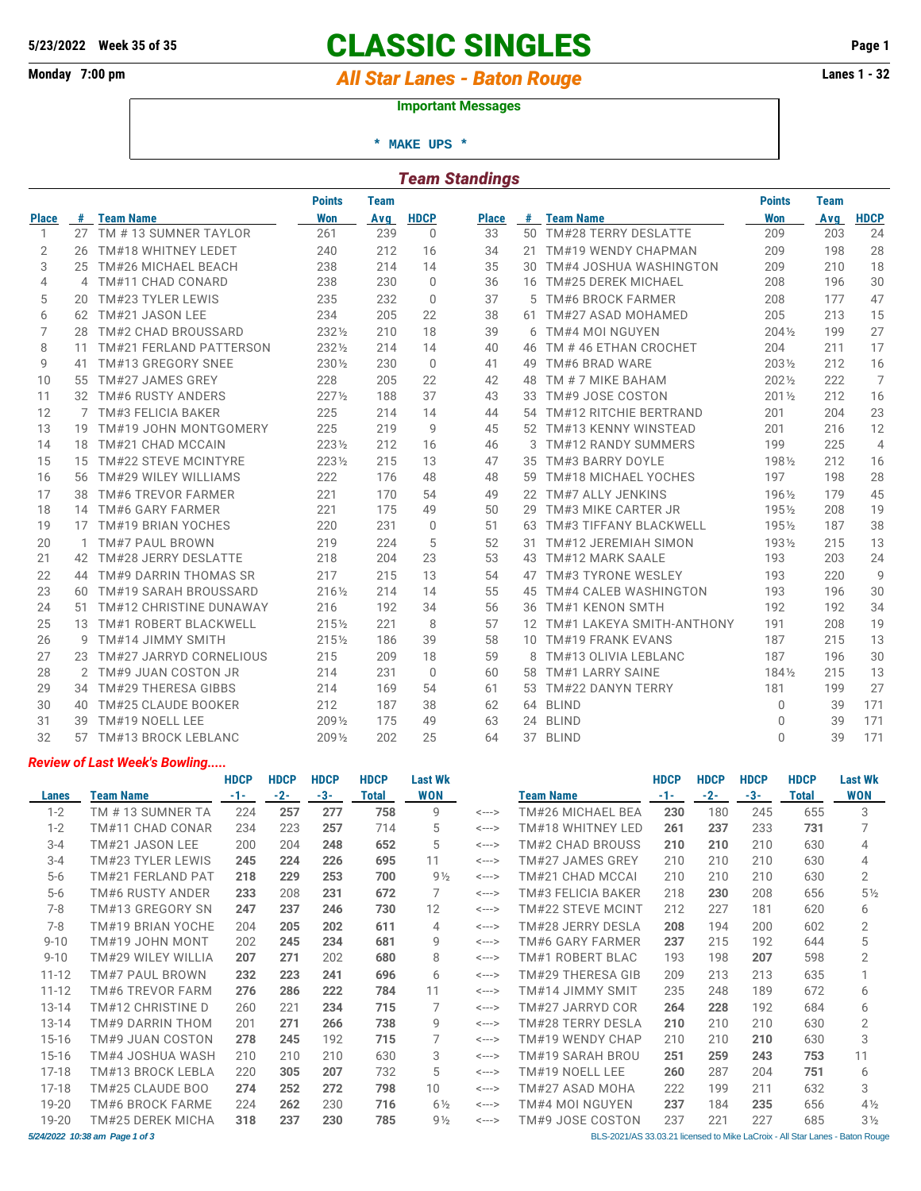5/23/2022 Week 35 of 35

# CLASSIC SINGLES

Monday 7:00 pm

## All Star Lanes - Baton Rouge

Lanes 1 - 32

**Important Messages**

\* MAKE UPS \*

## Team Standings

| Place | # | Team Name | Points Won | Team Avg | HDCP | Place | # | Team Name | Points Won | Team Avg | HDCP |
|---|---|---|---|---|---|---|---|---|---|---|---|
| 1 | 27 | TM # 13 SUMNER TAYLOR | 261 | 239 | 0 | 33 | 50 | TM#28 TERRY DESLATTE | 209 | 203 | 24 |
| 2 | 26 | TM#18 WHITNEY LEDET | 240 | 212 | 16 | 34 | 21 | TM#19 WENDY CHAPMAN | 209 | 198 | 28 |
| 3 | 25 | TM#26 MICHAEL BEACH | 238 | 214 | 14 | 35 | 30 | TM#4 JOSHUA WASHINGTON | 209 | 210 | 18 |
| 4 | 4 | TM#11 CHAD CONARD | 238 | 230 | 0 | 36 | 16 | TM#25 DEREK MICHAEL | 208 | 196 | 30 |
| 5 | 20 | TM#23 TYLER LEWIS | 235 | 232 | 0 | 37 | 5 | TM#6 BROCK FARMER | 208 | 177 | 47 |
| 6 | 62 | TM#21 JASON LEE | 234 | 205 | 22 | 38 | 61 | TM#27 ASAD MOHAMED | 205 | 213 | 15 |
| 7 | 28 | TM#2 CHAD BROUSSARD | 232½ | 210 | 18 | 39 | 6 | TM#4 MOI NGUYEN | 204½ | 199 | 27 |
| 8 | 11 | TM#21 FERLAND PATTERSON | 232½ | 214 | 14 | 40 | 46 | TM # 46 ETHAN CROCHET | 204 | 211 | 17 |
| 9 | 41 | TM#13 GREGORY SNEE | 230½ | 230 | 0 | 41 | 49 | TM#6 BRAD WARE | 203½ | 212 | 16 |
| 10 | 55 | TM#27 JAMES GREY | 228 | 205 | 22 | 42 | 48 | TM # 7 MIKE BAHAM | 202½ | 222 | 7 |
| 11 | 32 | TM#6 RUSTY ANDERS | 227½ | 188 | 37 | 43 | 33 | TM#9 JOSE COSTON | 201½ | 212 | 16 |
| 12 | 7 | TM#3 FELICIA BAKER | 225 | 214 | 14 | 44 | 54 | TM#12 RITCHIE BERTRAND | 201 | 204 | 23 |
| 13 | 19 | TM#19 JOHN MONTGOMERY | 225 | 219 | 9 | 45 | 52 | TM#13 KENNY WINSTEAD | 201 | 216 | 12 |
| 14 | 18 | TM#21 CHAD MCCAIN | 223½ | 212 | 16 | 46 | 3 | TM#12 RANDY SUMMERS | 199 | 225 | 4 |
| 15 | 15 | TM#22 STEVE MCINTYRE | 223½ | 215 | 13 | 47 | 35 | TM#3 BARRY DOYLE | 198½ | 212 | 16 |
| 16 | 56 | TM#29 WILEY WILLIAMS | 222 | 176 | 48 | 48 | 59 | TM#18 MICHAEL YOCHES | 197 | 198 | 28 |
| 17 | 38 | TM#6 TREVOR FARMER | 221 | 170 | 54 | 49 | 22 | TM#7 ALLY JENKINS | 196½ | 179 | 45 |
| 18 | 14 | TM#6 GARY FARMER | 221 | 175 | 49 | 50 | 29 | TM#3 MIKE CARTER JR | 195½ | 208 | 19 |
| 19 | 17 | TM#19 BRIAN YOCHES | 220 | 231 | 0 | 51 | 63 | TM#3 TIFFANY BLACKWELL | 195½ | 187 | 38 |
| 20 | 1 | TM#7 PAUL BROWN | 219 | 224 | 5 | 52 | 31 | TM#12 JEREMIAH SIMON | 193½ | 215 | 13 |
| 21 | 42 | TM#28 JERRY DESLATTE | 218 | 204 | 23 | 53 | 43 | TM#12 MARK SAALE | 193 | 203 | 24 |
| 22 | 44 | TM#9 DARRIN THOMAS SR | 217 | 215 | 13 | 54 | 47 | TM#3 TYRONE WESLEY | 193 | 220 | 9 |
| 23 | 60 | TM#19 SARAH BROUSSARD | 216½ | 214 | 14 | 55 | 45 | TM#4 CALEB WASHINGTON | 193 | 196 | 30 |
| 24 | 51 | TM#12 CHRISTINE DUNAWAY | 216 | 192 | 34 | 56 | 36 | TM#1 KENON SMTH | 192 | 192 | 34 |
| 25 | 13 | TM#1 ROBERT BLACKWELL | 215½ | 221 | 8 | 57 | 12 | TM#1 LAKEYA SMITH-ANTHONY | 191 | 208 | 19 |
| 26 | 9 | TM#14 JIMMY SMITH | 215½ | 186 | 39 | 58 | 10 | TM#19 FRANK EVANS | 187 | 215 | 13 |
| 27 | 23 | TM#27 JARRYD CORNELIOUS | 215 | 209 | 18 | 59 | 8 | TM#13 OLIVIA LEBLANC | 187 | 196 | 30 |
| 28 | 2 | TM#9 JUAN COSTON JR | 214 | 231 | 0 | 60 | 58 | TM#1 LARRY SAINE | 184½ | 215 | 13 |
| 29 | 34 | TM#29 THERESA GIBBS | 214 | 169 | 54 | 61 | 53 | TM#22 DANYN TERRY | 181 | 199 | 27 |
| 30 | 40 | TM#25 CLAUDE BOOKER | 212 | 187 | 38 | 62 | 64 | BLIND | 0 | 39 | 171 |
| 31 | 39 | TM#19 NOELL LEE | 209½ | 175 | 49 | 63 | 24 | BLIND | 0 | 39 | 171 |
| 32 | 57 | TM#13 BROCK LEBLANC | 209½ | 202 | 25 | 64 | 37 | BLIND | 0 | 39 | 171 |

### *Review of Last Week's Bowling.....*

| Lanes | Team Name | HDCP -1- | HDCP -2- | HDCP -3- | HDCP Total | Last Wk WON | | Team Name | HDCP -1- | HDCP -2- | HDCP -3- | HDCP Total | Last Wk WON |
|---|---|---|---|---|---|---|---|---|---|---|---|---|---|
| 1-2 | TM # 13 SUMNER TA | 224 | **257** | **277** | **758** | 9 | <---> | TM#26 MICHAEL BEA | **230** | 180 | 245 | 655 | 3 |
| 1-2 | TM#11 CHAD CONAR | 234 | 223 | **257** | 714 | 5 | <---> | TM#18 WHITNEY LED | **261** | **237** | 233 | **731** | 7 |
| 3-4 | TM#21 JASON LEE | 200 | 204 | **248** | **652** | 5 | <---> | TM#2 CHAD BROUSS | **210** | **210** | 210 | 630 | 4 |
| 3-4 | TM#23 TYLER LEWIS | **245** | **224** | **226** | **695** | 11 | <---> | TM#27 JAMES GREY | 210 | 210 | 210 | 630 | 4 |
| 5-6 | TM#21 FERLAND PAT | **218** | **229** | **253** | **700** | 9½ | <---> | TM#21 CHAD MCCAI | 210 | 210 | 210 | 630 | 2 |
| 5-6 | TM#6 RUSTY ANDER | **233** | 208 | **231** | **672** | 7 | <---> | TM#3 FELICIA BAKER | 218 | **230** | 208 | 656 | 5½ |
| 7-8 | TM#13 GREGORY SN | **247** | **237** | **246** | **730** | 12 | <---> | TM#22 STEVE MCINT | 212 | 227 | 181 | 620 | 6 |
| 7-8 | TM#19 BRIAN YOCHE | 204 | **205** | **202** | **611** | 4 | <---> | TM#28 JERRY DESLA | **208** | 194 | 200 | 602 | 2 |
| 9-10 | TM#19 JOHN MONT | 202 | **245** | **234** | **681** | 9 | <---> | TM#6 GARY FARMER | **237** | 215 | 192 | 644 | 5 |
| 9-10 | TM#29 WILEY WILLIA | **207** | **271** | 202 | **680** | 8 | <---> | TM#1 ROBERT BLAC | 193 | 198 | **207** | 598 | 2 |
| 11-12 | TM#7 PAUL BROWN | **232** | **223** | **241** | **696** | 6 | <---> | TM#29 THERESA GIB | 209 | 213 | 213 | 635 | 1 |
| 11-12 | TM#6 TREVOR FARM | **276** | **286** | **222** | **784** | 11 | <---> | TM#14 JIMMY SMIT | 235 | 248 | 189 | 672 | 6 |
| 13-14 | TM#12 CHRISTINE D | 260 | 221 | **234** | **715** | 7 | <---> | TM#27 JARRYD COR | **264** | **228** | 192 | 684 | 6 |
| 13-14 | TM#9 DARRIN THOM | 201 | **271** | **266** | **738** | 9 | <---> | TM#28 TERRY DESLA | **210** | 210 | 210 | 630 | 2 |
| 15-16 | TM#9 JUAN COSTON | **278** | **245** | 192 | **715** | 7 | <---> | TM#19 WENDY CHAP | 210 | 210 | **210** | 630 | 3 |
| 15-16 | TM#4 JOSHUA WASH | 210 | 210 | 210 | 630 | 3 | <---> | TM#19 SARAH BROU | **251** | **259** | **243** | **753** | 11 |
| 17-18 | TM#13 BROCK LEBLA | 220 | **305** | **207** | 732 | 5 | <---> | TM#19 NOELL LEE | **260** | 287 | 204 | **751** | 6 |
| 17-18 | TM#25 CLAUDE BOO | **274** | **252** | **272** | **798** | 10 | <---> | TM#27 ASAD MOHA | 222 | 199 | 211 | 632 | 3 |
| 19-20 | TM#6 BROCK FARME | 224 | **262** | 230 | **716** | 6½ | <---> | TM#4 MOI NGUYEN | **237** | 184 | **235** | 656 | 4½ |
| 19-20 | TM#25 DEREK MICHA | **318** | **237** | **230** | **785** | 9½ | <---> | TM#9 JOSE COSTON | 237 | 221 | 227 | 685 | 3½ |

*5/24/2022 10:38 am Page 1 of 3*

BLS-2021/AS 33.03.21 licensed to Mike LaCroix - All Star Lanes - Baton Rouge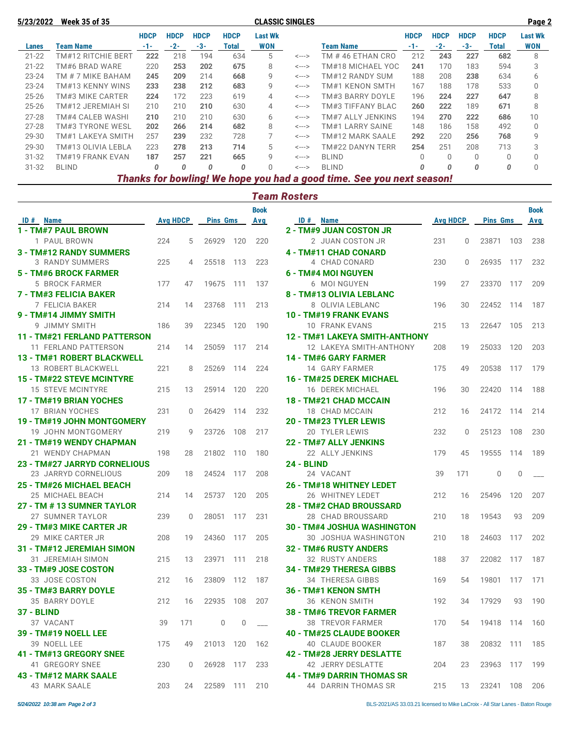5/23/2022 Week 35 of 35 — CLASSIC SINGLES

| Lanes | Team Name | HDCP -1- | HDCP -2- | HDCP -3- | HDCP Total | Last Wk WON | | Team Name | HDCP -1- | HDCP -2- | HDCP -3- | HDCP Total | Last Wk WON |
|---|---|---|---|---|---|---|---|---|---|---|---|---|---|
| 21-22 | TM#12 RITCHIE BERT | **222** | 218 | 194 | 634 | 5 | <---> | TM # 46 ETHAN CRO | 212 | **243** | **227** | **682** | 8 |
| 21-22 | TM#6 BRAD WARE | 220 | **253** | **202** | **675** | 8 | <---> | TM#18 MICHAEL YOC | **241** | 170 | 183 | 594 | 3 |
| 23-24 | TM # 7 MIKE BAHAM | **245** | **209** | 214 | **668** | 9 | <---> | TM#12 RANDY SUM | 188 | 208 | **238** | 634 | 6 |
| 23-24 | TM#13 KENNY WINS | **233** | **238** | **212** | **683** | 9 | <---> | TM#1 KENON SMTH | 167 | 188 | 178 | 533 | 0 |
| 25-26 | TM#3 MIKE CARTER | **224** | 172 | 223 | 619 | 4 | <---> | TM#3 BARRY DOYLE | 196 | **224** | **227** | **647** | 8 |
| 25-26 | TM#12 JEREMIAH SI | 210 | 210 | **210** | 630 | 4 | <---> | TM#3 TIFFANY BLAC | **260** | **222** | 189 | **671** | 8 |
| 27-28 | TM#4 CALEB WASHI | **210** | 210 | 210 | 630 | 6 | <---> | TM#7 ALLY JENKINS | 194 | **270** | **222** | **686** | 10 |
| 27-28 | TM#3 TYRONE WESL | **202** | **266** | **214** | **682** | 8 | <---> | TM#1 LARRY SAINE | 148 | 186 | 158 | 492 | 0 |
| 29-30 | TM#1 LAKEYA SMITH | 257 | **239** | 232 | 728 | 7 | <---> | TM#12 MARK SAALE | **292** | 220 | **256** | **768** | 9 |
| 29-30 | TM#13 OLIVIA LEBLA | 223 | **278** | **213** | **714** | 5 | <---> | TM#22 DANYN TERR | **254** | 251 | 208 | 713 | 3 |
| 31-32 | TM#19 FRANK EVAN | **187** | **257** | **221** | **665** | 9 | <---> | BLIND | 0 | 0 | 0 | 0 | 0 |
| 31-32 | BLIND | *0* | *0* | *0* | *0* | 0 | <---> | BLIND | *0* | *0* | *0* | *0* | 0 |

***Thanks for bowling! We hope you had a good time. See you next season!***

## *Team Rosters*

| ID # | Name | Avg | HDCP | Pins | Gms | Book Avg |
|---|---|---|---|---|---|---|
| **1 - TM#7 PAUL BROWN** | | | | | | |
| 1 | PAUL BROWN | 224 | 5 | 26929 | 120 | 220 |
| **2 - TM#9 JUAN COSTON JR** | | | | | | |
| 2 | JUAN COSTON JR | 231 | 0 | 23871 | 103 | 238 |
| **3 - TM#12 RANDY SUMMERS** | | | | | | |
| 3 | RANDY SUMMERS | 225 | 4 | 25518 | 113 | 223 |
| **4 - TM#11 CHAD CONARD** | | | | | | |
| 4 | CHAD CONARD | 230 | 0 | 26935 | 117 | 232 |
| **5 - TM#6 BROCK FARMER** | | | | | | |
| 5 | BROCK FARMER | 177 | 47 | 19675 | 111 | 137 |
| **6 - TM#4 MOI NGUYEN** | | | | | | |
| 6 | MOI NGUYEN | 199 | 27 | 23370 | 117 | 209 |
| **7 - TM#3 FELICIA BAKER** | | | | | | |
| 7 | FELICIA BAKER | 214 | 14 | 23768 | 111 | 213 |
| **8 - TM#13 OLIVIA LEBLANC** | | | | | | |
| 8 | OLIVIA LEBLANC | 196 | 30 | 22452 | 114 | 187 |
| **9 - TM#14 JIMMY SMITH** | | | | | | |
| 9 | JIMMY SMITH | 186 | 39 | 22345 | 120 | 190 |
| **10 - TM#19 FRANK EVANS** | | | | | | |
| 10 | FRANK EVANS | 215 | 13 | 22647 | 105 | 213 |
| **11 - TM#21 FERLAND PATTERSON** | | | | | | |
| 11 | FERLAND PATTERSON | 214 | 14 | 25059 | 117 | 214 |
| **12 - TM#1 LAKEYA SMITH-ANTHONY** | | | | | | |
| 12 | LAKEYA SMITH-ANTHONY | 208 | 19 | 25033 | 120 | 203 |
| **13 - TM#1 ROBERT BLACKWELL** | | | | | | |
| 13 | ROBERT BLACKWELL | 221 | 8 | 25269 | 114 | 224 |
| **14 - TM#6 GARY FARMER** | | | | | | |
| 14 | GARY FARMER | 175 | 49 | 20538 | 117 | 179 |
| **15 - TM#22 STEVE MCINTYRE** | | | | | | |
| 15 | STEVE MCINTYRE | 215 | 13 | 25914 | 120 | 220 |
| **16 - TM#25 DEREK MICHAEL** | | | | | | |
| 16 | DEREK MICHAEL | 196 | 30 | 22420 | 114 | 188 |
| **17 - TM#19 BRIAN YOCHES** | | | | | | |
| 17 | BRIAN YOCHES | 231 | 0 | 26429 | 114 | 232 |
| **18 - TM#21 CHAD MCCAIN** | | | | | | |
| 18 | CHAD MCCAIN | 212 | 16 | 24172 | 114 | 214 |
| **19 - TM#19 JOHN MONTGOMERY** | | | | | | |
| 19 | JOHN MONTGOMERY | 219 | 9 | 23726 | 108 | 217 |
| **20 - TM#23 TYLER LEWIS** | | | | | | |
| 20 | TYLER LEWIS | 232 | 0 | 25123 | 108 | 230 |
| **21 - TM#19 WENDY CHAPMAN** | | | | | | |
| 21 | WENDY CHAPMAN | 198 | 28 | 21802 | 110 | 180 |
| **22 - TM#7 ALLY JENKINS** | | | | | | |
| 22 | ALLY JENKINS | 179 | 45 | 19555 | 114 | 189 |
| **23 - TM#27 JARRYD CORNELIOUS** | | | | | | |
| 23 | JARRYD CORNELIOUS | 209 | 18 | 24524 | 117 | 208 |
| **24 - BLIND** | | | | | | |
| 24 | VACANT | 39 | 171 | 0 | 0 | ___ |
| **25 - TM#26 MICHAEL BEACH** | | | | | | |
| 25 | MICHAEL BEACH | 214 | 14 | 25737 | 120 | 205 |
| **26 - TM#18 WHITNEY LEDET** | | | | | | |
| 26 | WHITNEY LEDET | 212 | 16 | 25496 | 120 | 207 |
| **27 - TM # 13 SUMNER TAYLOR** | | | | | | |
| 27 | SUMNER TAYLOR | 239 | 0 | 28051 | 117 | 231 |
| **28 - TM#2 CHAD BROUSSARD** | | | | | | |
| 28 | CHAD BROUSSARD | 210 | 18 | 19543 | 93 | 209 |
| **29 - TM#3 MIKE CARTER JR** | | | | | | |
| 29 | MIKE CARTER JR | 208 | 19 | 24360 | 117 | 205 |
| **30 - TM#4 JOSHUA WASHINGTON** | | | | | | |
| 30 | JOSHUA WASHINGTON | 210 | 18 | 24603 | 117 | 202 |
| **31 - TM#12 JEREMIAH SIMON** | | | | | | |
| 31 | JEREMIAH SIMON | 215 | 13 | 23971 | 111 | 218 |
| **32 - TM#6 RUSTY ANDERS** | | | | | | |
| 32 | RUSTY ANDERS | 188 | 37 | 22082 | 117 | 187 |
| **33 - TM#9 JOSE COSTON** | | | | | | |
| 33 | JOSE COSTON | 212 | 16 | 23809 | 112 | 187 |
| **34 - TM#29 THERESA GIBBS** | | | | | | |
| 34 | THERESA GIBBS | 169 | 54 | 19801 | 117 | 171 |
| **35 - TM#3 BARRY DOYLE** | | | | | | |
| 35 | BARRY DOYLE | 212 | 16 | 22935 | 108 | 207 |
| **36 - TM#1 KENON SMTH** | | | | | | |
| 36 | KENON SMITH | 192 | 34 | 17929 | 93 | 190 |
| **37 - BLIND** | | | | | | |
| 37 | VACANT | 39 | 171 | 0 | 0 | ___ |
| **38 - TM#6 TREVOR FARMER** | | | | | | |
| 38 | TREVOR FARMER | 170 | 54 | 19418 | 114 | 160 |
| **39 - TM#19 NOELL LEE** | | | | | | |
| 39 | NOELL LEE | 175 | 49 | 21013 | 120 | 162 |
| **40 - TM#25 CLAUDE BOOKER** | | | | | | |
| 40 | CLAUDE BOOKER | 187 | 38 | 20832 | 111 | 185 |
| **41 - TM#13 GREGORY SNEE** | | | | | | |
| 41 | GREGORY SNEE | 230 | 0 | 26928 | 117 | 233 |
| **42 - TM#28 JERRY DESLATTE** | | | | | | |
| 42 | JERRY DESLATTE | 204 | 23 | 23963 | 117 | 199 |
| **43 - TM#12 MARK SAALE** | | | | | | |
| 43 | MARK SAALE | 203 | 24 | 22589 | 111 | 210 |
| **44 - TM#9 DARRIN THOMAS SR** | | | | | | |
| 44 | DARRIN THOMAS SR | 215 | 13 | 23241 | 108 | 206 |

*5/24/2022 10:38 am*

BLS-2021/AS 33.03.21 licensed to Mike LaCroix - All Star Lanes - Baton Rouge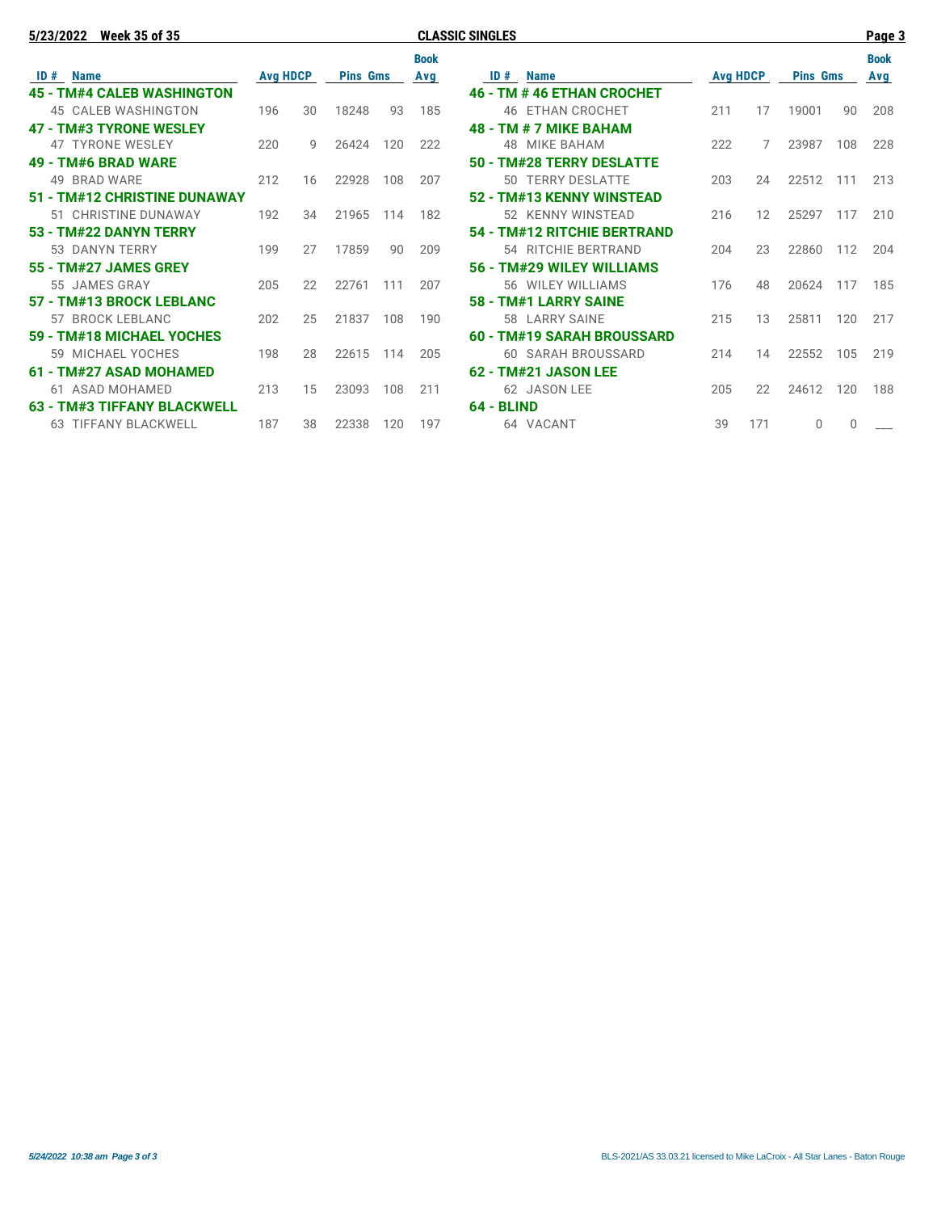5/23/2022 Week 35 of 35 — CLASSIC SINGLES

| ID # | Name | Avg | HDCP | Pins | Gms | Book Avg |
|---|---|---|---|---|---|---|
| **45 - TM#4 CALEB WASHINGTON** | | | | | | |
| 45 | CALEB WASHINGTON | 196 | 30 | 18248 | 93 | 185 |
| **47 - TM#3 TYRONE WESLEY** | | | | | | |
| 47 | TYRONE WESLEY | 220 | 9 | 26424 | 120 | 222 |
| **49 - TM#6 BRAD WARE** | | | | | | |
| 49 | BRAD WARE | 212 | 16 | 22928 | 108 | 207 |
| **51 - TM#12 CHRISTINE DUNAWAY** | | | | | | |
| 51 | CHRISTINE DUNAWAY | 192 | 34 | 21965 | 114 | 182 |
| **53 - TM#22 DANYN TERRY** | | | | | | |
| 53 | DANYN TERRY | 199 | 27 | 17859 | 90 | 209 |
| **55 - TM#27 JAMES GREY** | | | | | | |
| 55 | JAMES GRAY | 205 | 22 | 22761 | 111 | 207 |
| **57 - TM#13 BROCK LEBLANC** | | | | | | |
| 57 | BROCK LEBLANC | 202 | 25 | 21837 | 108 | 190 |
| **59 - TM#18 MICHAEL YOCHES** | | | | | | |
| 59 | MICHAEL YOCHES | 198 | 28 | 22615 | 114 | 205 |
| **61 - TM#27 ASAD MOHAMED** | | | | | | |
| 61 | ASAD MOHAMED | 213 | 15 | 23093 | 108 | 211 |
| **63 - TM#3 TIFFANY BLACKWELL** | | | | | | |
| 63 | TIFFANY BLACKWELL | 187 | 38 | 22338 | 120 | 197 |
| **46 - TM # 46 ETHAN CROCHET** | | | | | | |
| 46 | ETHAN CROCHET | 211 | 17 | 19001 | 90 | 208 |
| **48 - TM # 7 MIKE BAHAM** | | | | | | |
| 48 | MIKE BAHAM | 222 | 7 | 23987 | 108 | 228 |
| **50 - TM#28 TERRY DESLATTE** | | | | | | |
| 50 | TERRY DESLATTE | 203 | 24 | 22512 | 111 | 213 |
| **52 - TM#13 KENNY WINSTEAD** | | | | | | |
| 52 | KENNY WINSTEAD | 216 | 12 | 25297 | 117 | 210 |
| **54 - TM#12 RITCHIE BERTRAND** | | | | | | |
| 54 | RITCHIE BERTRAND | 204 | 23 | 22860 | 112 | 204 |
| **56 - TM#29 WILEY WILLIAMS** | | | | | | |
| 56 | WILEY WILLIAMS | 176 | 48 | 20624 | 117 | 185 |
| **58 - TM#1 LARRY SAINE** | | | | | | |
| 58 | LARRY SAINE | 215 | 13 | 25811 | 120 | 217 |
| **60 - TM#19 SARAH BROUSSARD** | | | | | | |
| 60 | SARAH BROUSSARD | 214 | 14 | 22552 | 105 | 219 |
| **62 - TM#21 JASON LEE** | | | | | | |
| 62 | JASON LEE | 205 | 22 | 24612 | 120 | 188 |
| **64 - BLIND** | | | | | | |
| 64 | VACANT | 39 | 171 | 0 | 0 | ___ |

*5/24/2022 10:38 am Page 3 of 3* BLS-2021/AS 33.03.21 licensed to Mike LaCroix - All Star Lanes - Baton Rouge